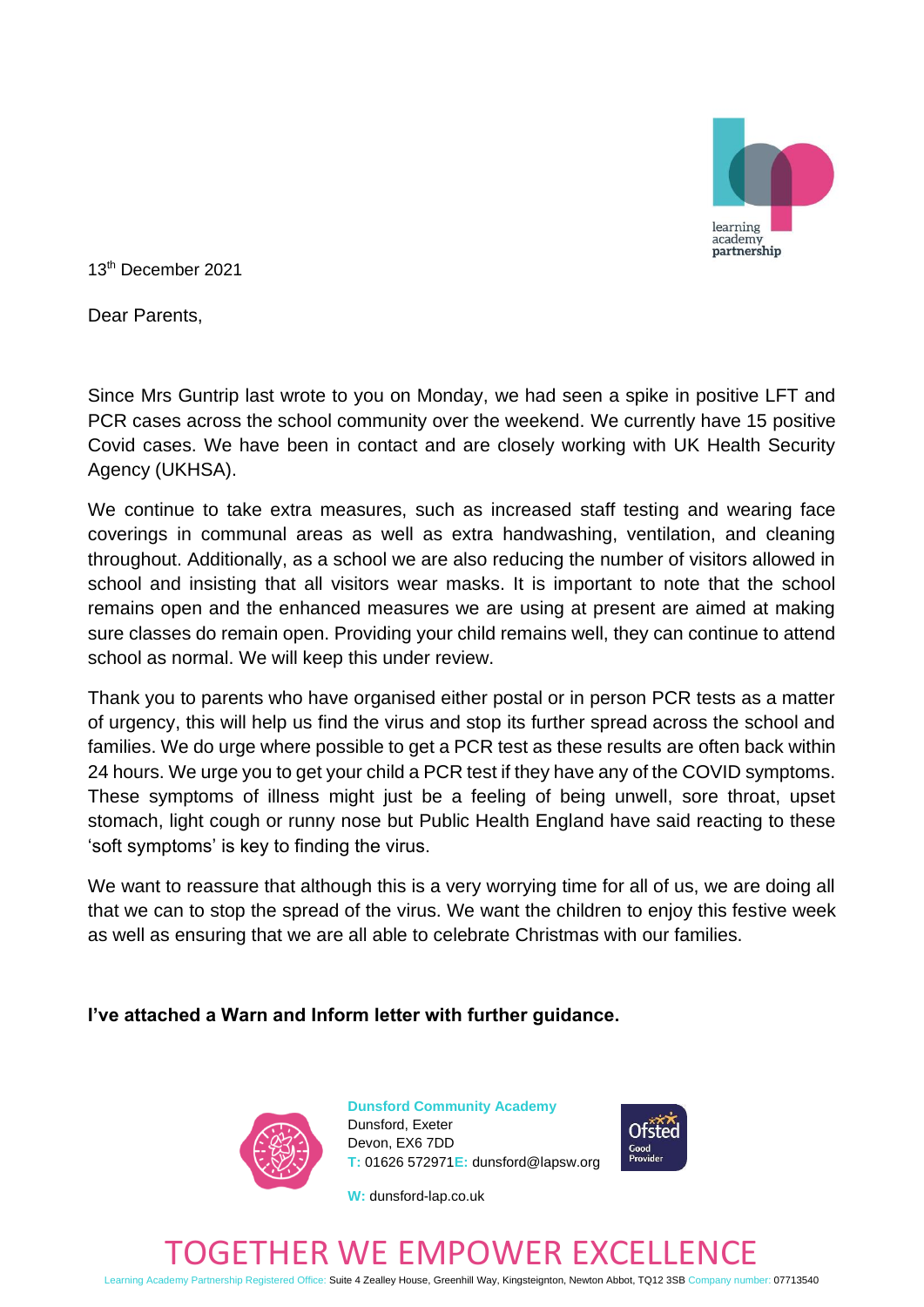13th December 2021

Dear Parents,

Since Mrs Guntrip last wrote to you on Monday, we had seen a spike in positive LFT and PCR cases across the school community over the weekend. We currently have 15 positive Covid cases. We have been in contact and are closely working with UK Health Security Agency (UKHSA).

We continue to take extra measures, such as increased staff testing and wearing face coverings in communal areas as well as extra handwashing, ventilation, and cleaning throughout. Additionally, as a school we are also reducing the number of visitors allowed in school and insisting that all visitors wear masks. It is important to note that the school remains open and the enhanced measures we are using at present are aimed at making sure classes do remain open. Providing your child remains well, they can continue to attend school as normal. We will keep this under review.

Thank you to parents who have organised either postal or in person PCR tests as a matter of urgency, this will help us find the virus and stop its further spread across the school and families. We do urge where possible to get a PCR test as these results are often back within 24 hours. We urge you to get your child a PCR test if they have any of the COVID symptoms. These symptoms of illness might just be a feeling of being unwell, sore throat, upset stomach, light cough or runny nose but Public Health England have said reacting to these 'soft symptoms' is key to finding the virus.

We want to reassure that although this is a very worrying time for all of us, we are doing all that we can to stop the spread of the virus. We want the children to enjoy this festive week as well as ensuring that we are all able to celebrate Christmas with our families.

**I've attached a Warn and Inform letter with further guidance.**

**Dunsford Community Academy**
Dunsford, Exeter
Devon, EX6 7DD
T: 01626 572971 E: dunsford@lapsw.org
W: dunsford-lap.co.uk

TOGETHER WE EMPOWER EXCELLENCE

Learning Academy Partnership Registered Office: Suite 4 Zealley House, Greenhill Way, Kingsteignton, Newton Abbot, TQ12 3SB Company number: 07713540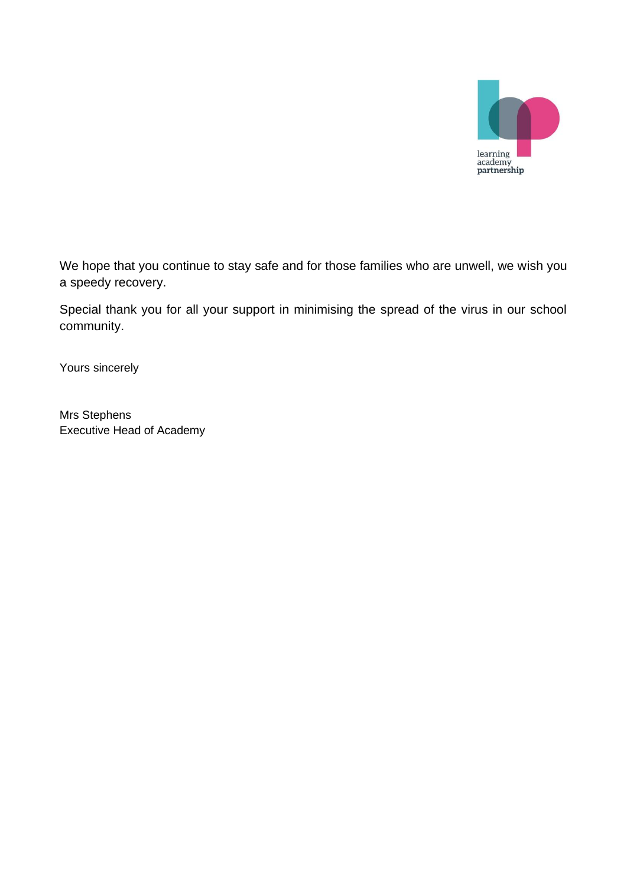We hope that you continue to stay safe and for those families who are unwell, we wish you a speedy recovery.

Special thank you for all your support in minimising the spread of the virus in our school community.

Yours sincerely

Mrs Stephens
Executive Head of Academy